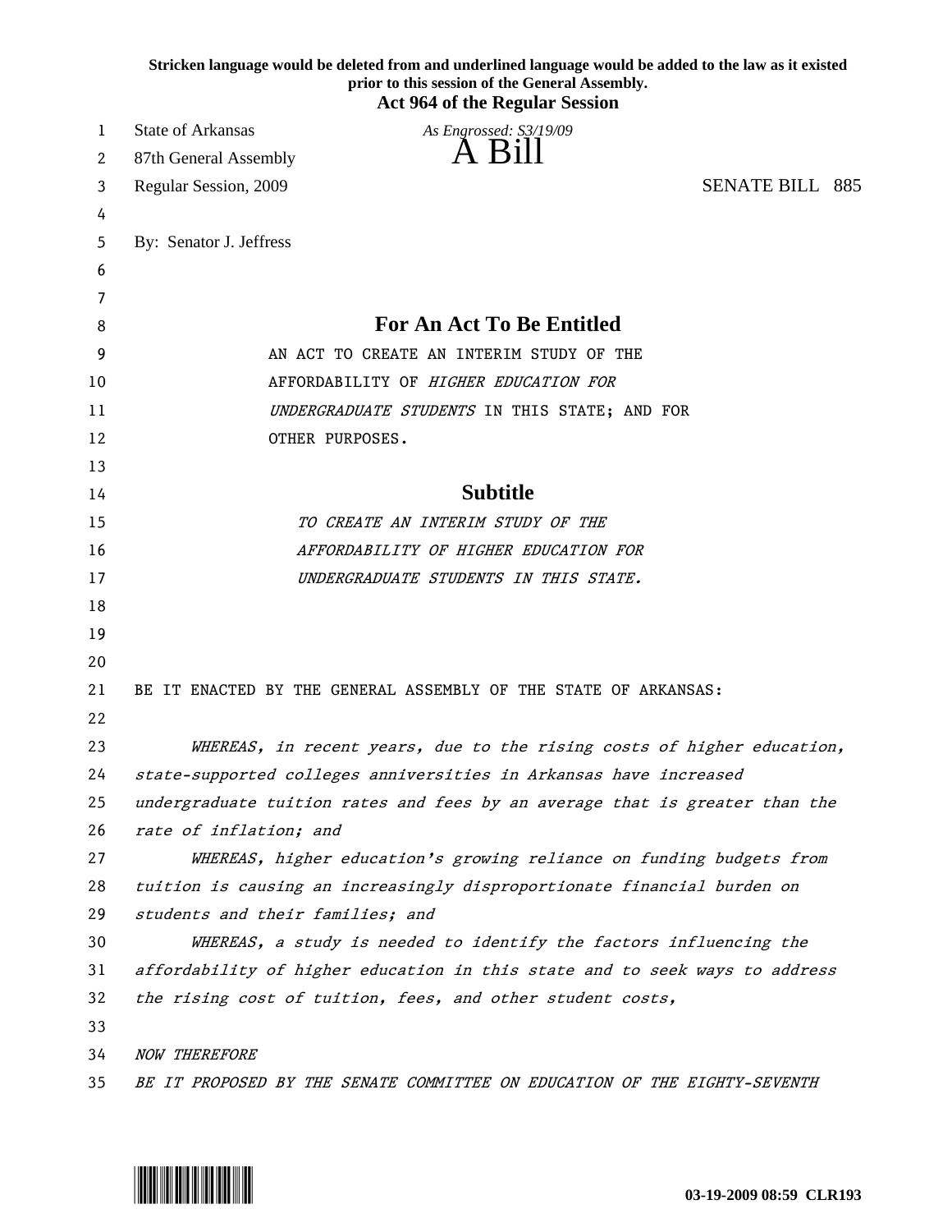Stricken language would be deleted from and underlined language would be added to the law as it existed prior to this session of the General Assembly.

**Act 964 of the Regular Session**

State of Arkansas *As Engrossed: S3/19/09*
87th General Assembly **A Bill**
Regular Session, 2009 SENATE BILL 885

By: Senator J. Jeffress

## For An Act To Be Entitled

AN ACT TO CREATE AN INTERIM STUDY OF THE AFFORDABILITY OF *HIGHER EDUCATION FOR UNDERGRADUATE STUDENTS* IN THIS STATE; AND FOR OTHER PURPOSES.

## Subtitle

*TO CREATE AN INTERIM STUDY OF THE AFFORDABILITY OF HIGHER EDUCATION FOR UNDERGRADUATE STUDENTS IN THIS STATE.*

BE IT ENACTED BY THE GENERAL ASSEMBLY OF THE STATE OF ARKANSAS:

*WHEREAS, in recent years, due to the rising costs of higher education, state-supported colleges anniversities in Arkansas have increased undergraduate tuition rates and fees by an average that is greater than the rate of inflation; and*

*WHEREAS, higher education's growing reliance on funding budgets from tuition is causing an increasingly disproportionate financial burden on students and their families; and*

*WHEREAS, a study is needed to identify the factors influencing the affordability of higher education in this state and to seek ways to address the rising cost of tuition, fees, and other student costs,*

*NOW THEREFORE*

*BE IT PROPOSED BY THE SENATE COMMITTEE ON EDUCATION OF THE EIGHTY-SEVENTH*

03-19-2009 08:59 CLR193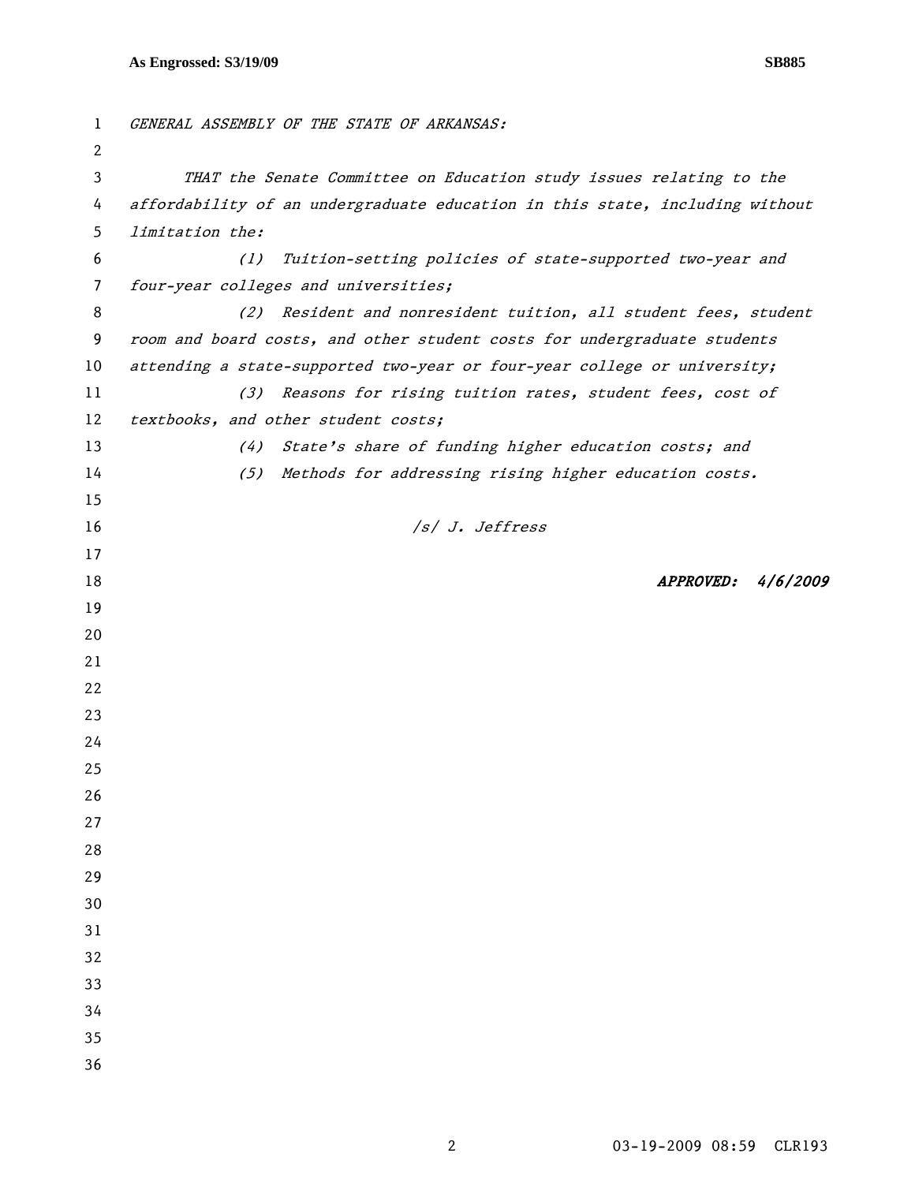*GENERAL ASSEMBLY OF THE STATE OF ARKANSAS:*

*THAT the Senate Committee on Education study issues relating to the affordability of an undergraduate education in this state, including without limitation the:*

*(1) Tuition-setting policies of state-supported two-year and four-year colleges and universities;*

*(2) Resident and nonresident tuition, all student fees, student room and board costs, and other student costs for undergraduate students attending a state-supported two-year or four-year college or university;*

*(3) Reasons for rising tuition rates, student fees, cost of textbooks, and other student costs;*

*(4) State's share of funding higher education costs; and*

*(5) Methods for addressing rising higher education costs.*

*/s/ J. Jeffress*

***APPROVED: 4/6/2009***